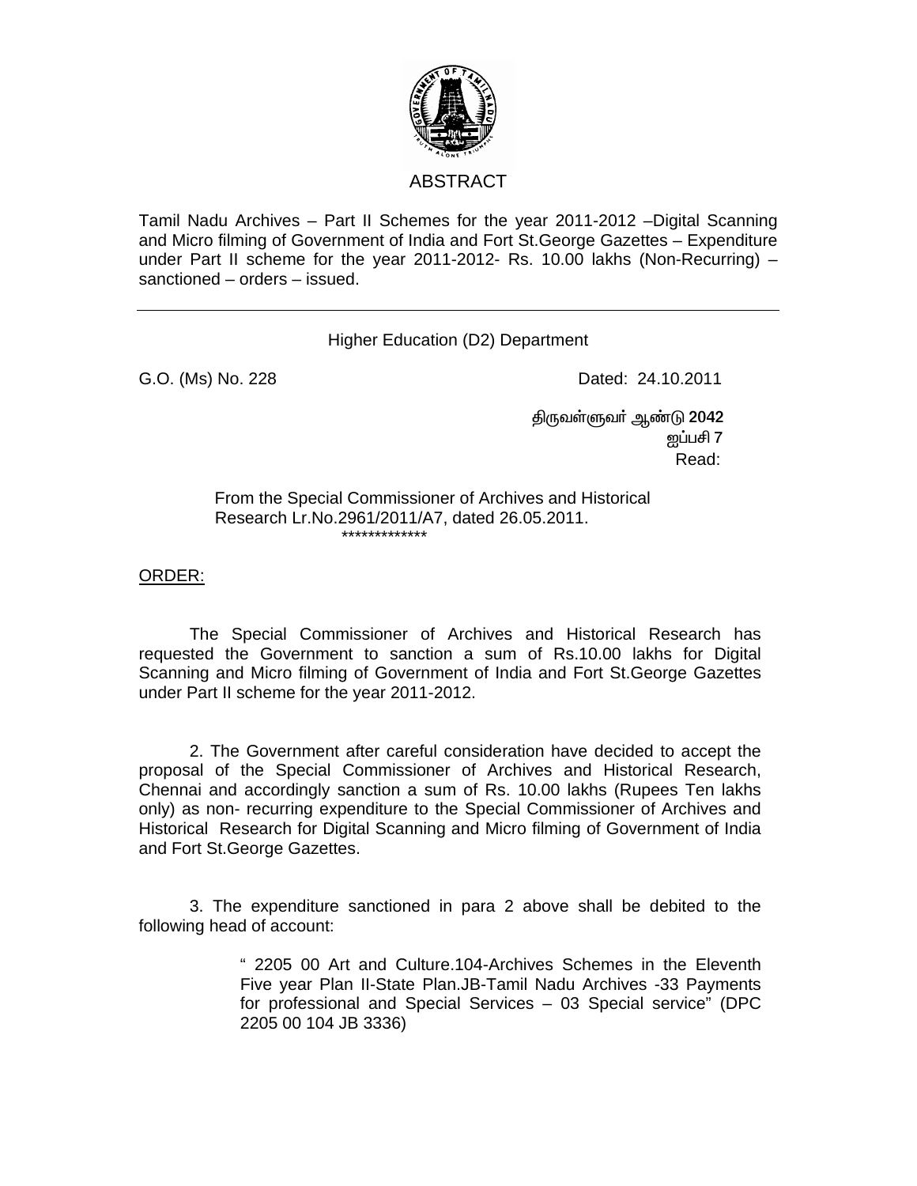## ABSTRACT

Tamil Nadu Archives – Part II Schemes for the year 2011-2012 –Digital Scanning and Micro filming of Government of India and Fort St.George Gazettes – Expenditure under Part II scheme for the year 2011-2012- Rs. 10.00 lakhs (Non-Recurring) – sanctioned – orders – issued.

---

Higher Education (D2) Department

G.O. (Ms) No. 228 Dated: 24.10.2011

திருவள்ளுவர் ஆண்டு 2042
ஐப்பசி 7
Read:

From the Special Commissioner of Archives and Historical Research Lr.No.2961/2011/A7, dated 26.05.2011.

*************

ORDER:

The Special Commissioner of Archives and Historical Research has requested the Government to sanction a sum of Rs.10.00 lakhs for Digital Scanning and Micro filming of Government of India and Fort St.George Gazettes under Part II scheme for the year 2011-2012.

2. The Government after careful consideration have decided to accept the proposal of the Special Commissioner of Archives and Historical Research, Chennai and accordingly sanction a sum of Rs. 10.00 lakhs (Rupees Ten lakhs only) as non- recurring expenditure to the Special Commissioner of Archives and Historical Research for Digital Scanning and Micro filming of Government of India and Fort St.George Gazettes.

3. The expenditure sanctioned in para 2 above shall be debited to the following head of account:

> " 2205 00 Art and Culture.104-Archives Schemes in the Eleventh Five year Plan II-State Plan.JB-Tamil Nadu Archives -33 Payments for professional and Special Services – 03 Special service" (DPC 2205 00 104 JB 3336)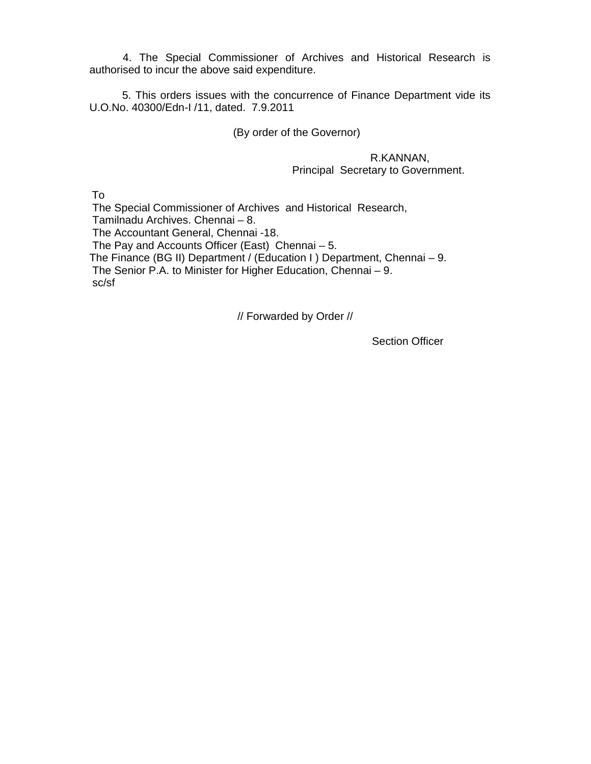4. The Special Commissioner of Archives and Historical Research is authorised to incur the above said expenditure.

5. This orders issues with the concurrence of Finance Department vide its U.O.No. 40300/Edn-I /11, dated. 7.9.2011

(By order of the Governor)

R.KANNAN,
Principal Secretary to Government.

To
The Special Commissioner of Archives and Historical Research,
Tamilnadu Archives. Chennai – 8.
The Accountant General, Chennai -18.
The Pay and Accounts Officer (East) Chennai – 5.
The Finance (BG II) Department / (Education I ) Department, Chennai – 9.
The Senior P.A. to Minister for Higher Education, Chennai – 9.
sc/sf

// Forwarded by Order //

Section Officer